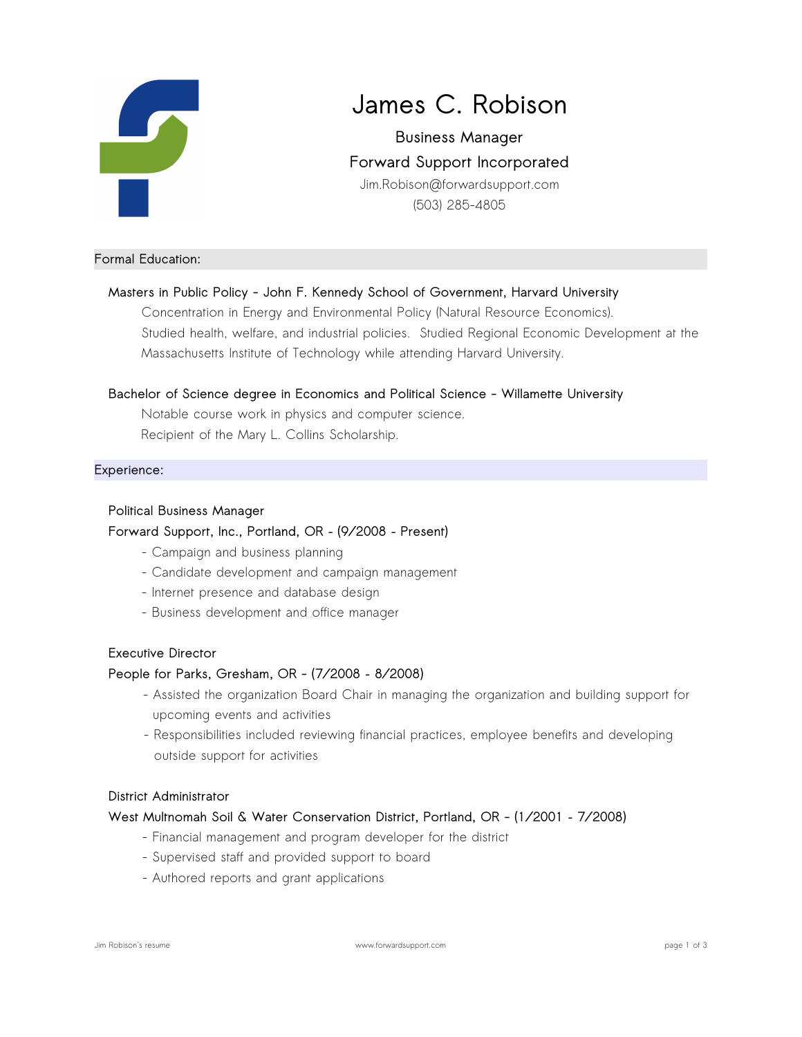# James C. Robison

Business Manager

Forward Support Incorporated

Jim.Robison@forwardsupport.com

(503) 285-4805

## Formal Education:

**Masters in Public Policy - John F. Kennedy School of Government, Harvard University**

Concentration in Energy and Environmental Policy (Natural Resource Economics).
Studied health, welfare, and industrial policies. Studied Regional Economic Development at the Massachusetts Institute of Technology while attending Harvard University.

**Bachelor of Science degree in Economics and Political Science - Willamette University**

Notable course work in physics and computer science.
Recipient of the Mary L. Collins Scholarship.

## Experience:

**Political Business Manager**
**Forward Support, Inc., Portland, OR - (9/2008 - Present)**

- Campaign and business planning
- Candidate development and campaign management
- Internet presence and database design
- Business development and office manager

**Executive Director**
**People for Parks, Gresham, OR - (7/2008 - 8/2008)**

- Assisted the organization Board Chair in managing the organization and building support for upcoming events and activities
- Responsibilities included reviewing financial practices, employee benefits and developing outside support for activities

**District Administrator**
**West Multnomah Soil & Water Conservation District, Portland, OR - (1/2001 - 7/2008)**

- Financial management and program developer for the district
- Supervised staff and provided support to board
- Authored reports and grant applications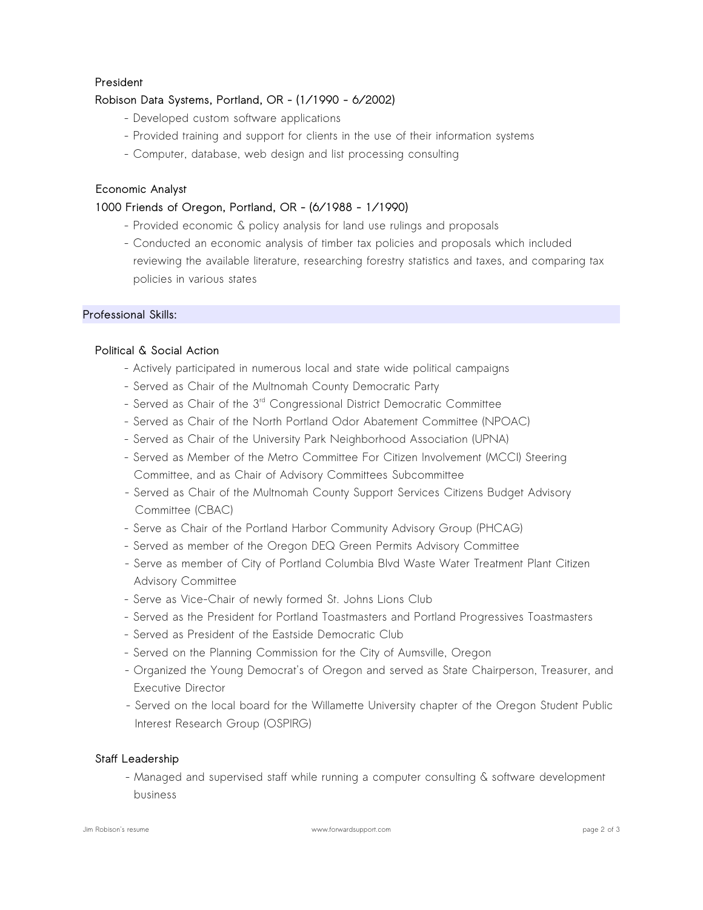**President**
**Robison Data Systems, Portland, OR - (1/1990 - 6/2002)**

- Developed custom software applications
- Provided training and support for clients in the use of their information systems
- Computer, database, web design and list processing consulting

**Economic Analyst**
**1000 Friends of Oregon, Portland, OR - (6/1988 - 1/1990)**

- Provided economic & policy analysis for land use rulings and proposals
- Conducted an economic analysis of timber tax policies and proposals which included reviewing the available literature, researching forestry statistics and taxes, and comparing tax policies in various states

## Professional Skills:

**Political & Social Action**

- Actively participated in numerous local and state wide political campaigns
- Served as Chair of the Multnomah County Democratic Party
- Served as Chair of the 3rd Congressional District Democratic Committee
- Served as Chair of the North Portland Odor Abatement Committee (NPOAC)
- Served as Chair of the University Park Neighborhood Association (UPNA)
- Served as Member of the Metro Committee For Citizen Involvement (MCCI) Steering Committee, and as Chair of Advisory Committees Subcommittee
- Served as Chair of the Multnomah County Support Services Citizens Budget Advisory Committee (CBAC)
- Serve as Chair of the Portland Harbor Community Advisory Group (PHCAG)
- Served as member of the Oregon DEQ Green Permits Advisory Committee
- Serve as member of City of Portland Columbia Blvd Waste Water Treatment Plant Citizen Advisory Committee
- Serve as Vice-Chair of newly formed St. Johns Lions Club
- Served as the President for Portland Toastmasters and Portland Progressives Toastmasters
- Served as President of the Eastside Democratic Club
- Served on the Planning Commission for the City of Aumsville, Oregon
- Organized the Young Democrat's of Oregon and served as State Chairperson, Treasurer, and Executive Director
- Served on the local board for the Willamette University chapter of the Oregon Student Public Interest Research Group (OSPIRG)

**Staff Leadership**

- Managed and supervised staff while running a computer consulting & software development business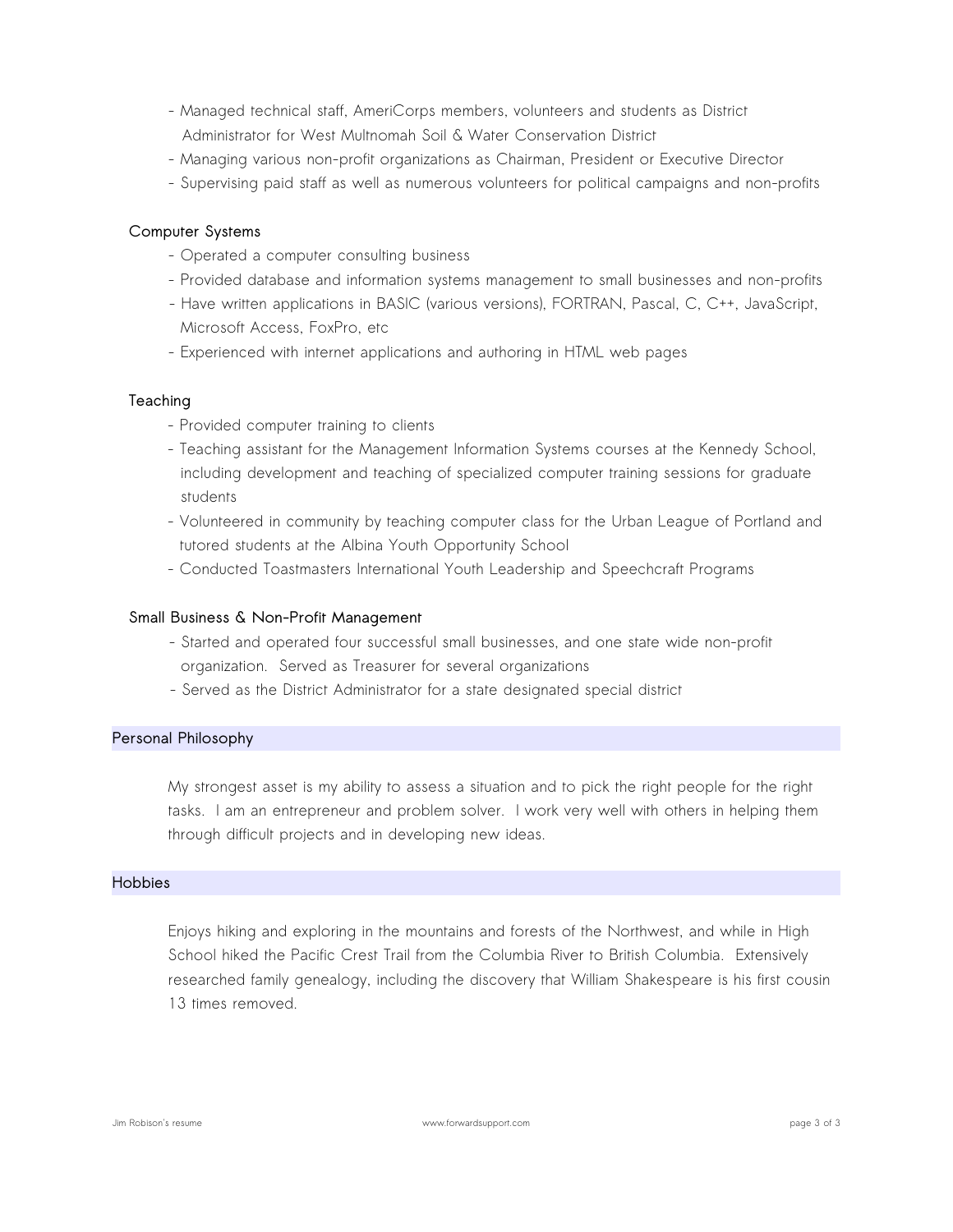- Managed technical staff, AmeriCorps members, volunteers and students as District Administrator for West Multnomah Soil & Water Conservation District
- Managing various non-profit organizations as Chairman, President or Executive Director
- Supervising paid staff as well as numerous volunteers for political campaigns and non-profits

### Computer Systems

- Operated a computer consulting business
- Provided database and information systems management to small businesses and non-profits
- Have written applications in BASIC (various versions), FORTRAN, Pascal, C, C++, JavaScript, Microsoft Access, FoxPro, etc
- Experienced with internet applications and authoring in HTML web pages

### Teaching

- Provided computer training to clients
- Teaching assistant for the Management Information Systems courses at the Kennedy School, including development and teaching of specialized computer training sessions for graduate students
- Volunteered in community by teaching computer class for the Urban League of Portland and tutored students at the Albina Youth Opportunity School
- Conducted Toastmasters International Youth Leadership and Speechcraft Programs

### Small Business & Non-Profit Management

- Started and operated four successful small businesses, and one state wide non-profit organization. Served as Treasurer for several organizations
- Served as the District Administrator for a state designated special district

## Personal Philosophy

My strongest asset is my ability to assess a situation and to pick the right people for the right tasks. I am an entrepreneur and problem solver. I work very well with others in helping them through difficult projects and in developing new ideas.

## Hobbies

Enjoys hiking and exploring in the mountains and forests of the Northwest, and while in High School hiked the Pacific Crest Trail from the Columbia River to British Columbia. Extensively researched family genealogy, including the discovery that William Shakespeare is his first cousin 13 times removed.